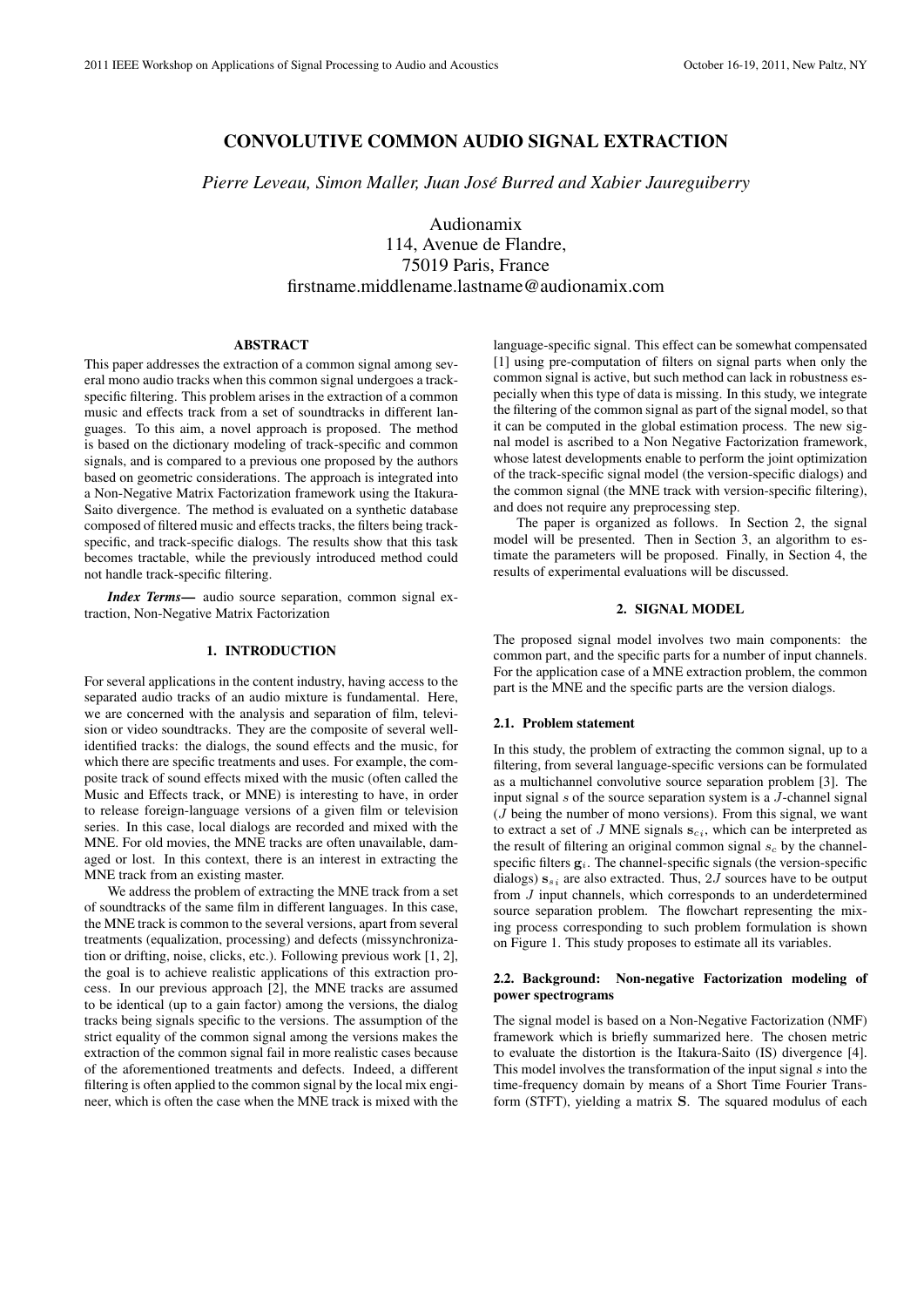# CONVOLUTIVE COMMON AUDIO SIGNAL EXTRACTION

*Pierre Leveau, Simon Maller, Juan José Burred and Xabier Jaureguiberry*

Audionamix
114, Avenue de Flandre,
75019 Paris, France
firstname.middlename.lastname@audionamix.com

## ABSTRACT

This paper addresses the extraction of a common signal among several mono audio tracks when this common signal undergoes a track-specific filtering. This problem arises in the extraction of a common music and effects track from a set of soundtracks in different languages. To this aim, a novel approach is proposed. The method is based on the dictionary modeling of track-specific and common signals, and is compared to a previous one proposed by the authors based on geometric considerations. The approach is integrated into a Non-Negative Matrix Factorization framework using the Itakura-Saito divergence. The method is evaluated on a synthetic database composed of filtered music and effects tracks, the filters being track-specific, and track-specific dialogs. The results show that this task becomes tractable, while the previously introduced method could not handle track-specific filtering.

***Index Terms*—** audio source separation, common signal extraction, Non-Negative Matrix Factorization

## 1. INTRODUCTION

For several applications in the content industry, having access to the separated audio tracks of an audio mixture is fundamental. Here, we are concerned with the analysis and separation of film, television or video soundtracks. They are the composite of several well-identified tracks: the dialogs, the sound effects and the music, for which there are specific treatments and uses. For example, the composite track of sound effects mixed with the music (often called the Music and Effects track, or MNE) is interesting to have, in order to release foreign-language versions of a given film or television series. In this case, local dialogs are recorded and mixed with the MNE. For old movies, the MNE tracks are often unavailable, damaged or lost. In this context, there is an interest in extracting the MNE track from an existing master.

We address the problem of extracting the MNE track from a set of soundtracks of the same film in different languages. In this case, the MNE track is common to the several versions, apart from several treatments (equalization, processing) and defects (missynchronization or drifting, noise, clicks, etc.). Following previous work [1, 2], the goal is to achieve realistic applications of this extraction process. In our previous approach [2], the MNE tracks are assumed to be identical (up to a gain factor) among the versions, the dialog tracks being signals specific to the versions. The assumption of the strict equality of the common signal among the versions makes the extraction of the common signal fail in more realistic cases because of the aforementioned treatments and defects. Indeed, a different filtering is often applied to the common signal by the local mix engineer, which is often the case when the MNE track is mixed with the language-specific signal. This effect can be somewhat compensated [1] using pre-computation of filters on signal parts when only the common signal is active, but such method can lack in robustness especially when this type of data is missing. In this study, we integrate the filtering of the common signal as part of the signal model, so that it can be computed in the global estimation process. The new signal model is ascribed to a Non Negative Factorization framework, whose latest developments enable to perform the joint optimization of the track-specific signal model (the version-specific dialogs) and the common signal (the MNE track with version-specific filtering), and does not require any preprocessing step.

The paper is organized as follows. In Section 2, the signal model will be presented. Then in Section 3, an algorithm to estimate the parameters will be proposed. Finally, in Section 4, the results of experimental evaluations will be discussed.

## 2. SIGNAL MODEL

The proposed signal model involves two main components: the common part, and the specific parts for a number of input channels. For the application case of a MNE extraction problem, the common part is the MNE and the specific parts are the version dialogs.

### 2.1. Problem statement

In this study, the problem of extracting the common signal, up to a filtering, from several language-specific versions can be formulated as a multichannel convolutive source separation problem [3]. The input signal $s$ of the source separation system is a $J$-channel signal ($J$ being the number of mono versions). From this signal, we want to extract a set of $J$ MNE signals $\mathbf{s}_{c_i}$, which can be interpreted as the result of filtering an original common signal $s_c$ by the channel-specific filters $\mathbf{g}_i$. The channel-specific signals (the version-specific dialogs) $\mathbf{s}_{s_i}$ are also extracted. Thus, $2J$ sources have to be output from $J$ input channels, which corresponds to an underdetermined source separation problem. The flowchart representing the mixing process corresponding to such problem formulation is shown on Figure 1. This study proposes to estimate all its variables.

### 2.2. Background: Non-negative Factorization modeling of power spectrograms

The signal model is based on a Non-Negative Factorization (NMF) framework which is briefly summarized here. The chosen metric to evaluate the distortion is the Itakura-Saito (IS) divergence [4]. This model involves the transformation of the input signal $s$ into the time-frequency domain by means of a Short Time Fourier Transform (STFT), yielding a matrix $\mathbf{S}$. The squared modulus of each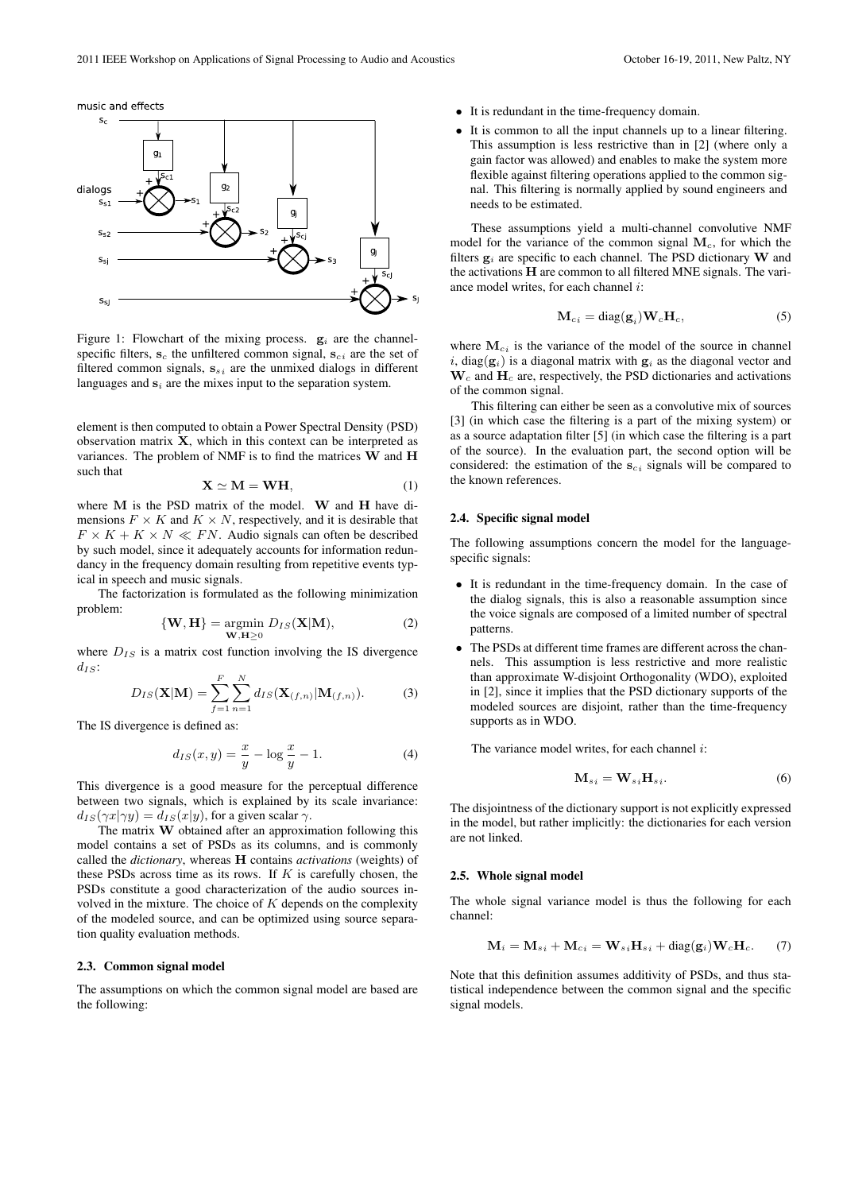Figure 1: Flowchart of the mixing process. $\mathbf{g}_i$ are the channel-specific filters, $\mathbf{s}_c$ the unfiltered common signal, $\mathbf{s}_{ci}$ are the set of filtered common signals, $\mathbf{s}_{si}$ are the unmixed dialogs in different languages and $\mathbf{s}_i$ are the mixes input to the separation system.

element is then computed to obtain a Power Spectral Density (PSD) observation matrix $\mathbf{X}$, which in this context can be interpreted as variances. The problem of NMF is to find the matrices $\mathbf{W}$ and $\mathbf{H}$ such that

$$\mathbf{X} \simeq \mathbf{M} = \mathbf{W}\mathbf{H}, \tag{1}$$

where $\mathbf{M}$ is the PSD matrix of the model. $\mathbf{W}$ and $\mathbf{H}$ have dimensions $F \times K$ and $K \times N$, respectively, and it is desirable that $F \times K + K \times N \ll FN$. Audio signals can often be described by such model, since it adequately accounts for information redundancy in the frequency domain resulting from repetitive events typical in speech and music signals.

The factorization is formulated as the following minimization problem:

$$\{\mathbf{W}, \mathbf{H}\} = \underset{\mathbf{W},\mathbf{H} \geq 0}{\operatorname{argmin}} \, D_{IS}(\mathbf{X}|\mathbf{M}), \tag{2}$$

where $D_{IS}$ is a matrix cost function involving the IS divergence $d_{IS}$:

$$D_{IS}(\mathbf{X}|\mathbf{M}) = \sum_{f=1}^{F} \sum_{n=1}^{N} d_{IS}(\mathbf{X}_{(f,n)}|\mathbf{M}_{(f,n)}). \tag{3}$$

The IS divergence is defined as:

$$d_{IS}(x, y) = \frac{x}{y} - \log \frac{x}{y} - 1. \tag{4}$$

This divergence is a good measure for the perceptual difference between two signals, which is explained by its scale invariance: $d_{IS}(\gamma x|\gamma y) = d_{IS}(x|y)$, for a given scalar $\gamma$.

The matrix $\mathbf{W}$ obtained after an approximation following this model contains a set of PSDs as its columns, and is commonly called the *dictionary*, whereas $\mathbf{H}$ contains *activations* (weights) of these PSDs across time as its rows. If $K$ is carefully chosen, the PSDs constitute a good characterization of the audio sources involved in the mixture. The choice of $K$ depends on the complexity of the modeled source, and can be optimized using source separation quality evaluation methods.

### 2.3. Common signal model

The assumptions on which the common signal model are based are the following:

- It is redundant in the time-frequency domain.
- It is common to all the input channels up to a linear filtering. This assumption is less restrictive than in [2] (where only a gain factor was allowed) and enables to make the system more flexible against filtering operations applied to the common signal. This filtering is normally applied by sound engineers and needs to be estimated.

These assumptions yield a multi-channel convolutive NMF model for the variance of the common signal $\mathbf{M}_c$, for which the filters $\mathbf{g}_i$ are specific to each channel. The PSD dictionary $\mathbf{W}$ and the activations $\mathbf{H}$ are common to all filtered MNE signals. The variance model writes, for each channel $i$:

$$\mathbf{M}_{ci} = \operatorname{diag}(\mathbf{g}_i)\mathbf{W}_c\mathbf{H}_c, \tag{5}$$

where $\mathbf{M}_{ci}$ is the variance of the model of the source in channel $i$, $\operatorname{diag}(\mathbf{g}_i)$ is a diagonal matrix with $\mathbf{g}_i$ as the diagonal vector and $\mathbf{W}_c$ and $\mathbf{H}_c$ are, respectively, the PSD dictionaries and activations of the common signal.

This filtering can either be seen as a convolutive mix of sources [3] (in which case the filtering is a part of the mixing system) or as a source adaptation filter [5] (in which case the filtering is a part of the source). In the evaluation part, the second option will be considered: the estimation of the $\mathbf{s}_{ci}$ signals will be compared to the known references.

### 2.4. Specific signal model

The following assumptions concern the model for the language-specific signals:

- It is redundant in the time-frequency domain. In the case of the dialog signals, this is also a reasonable assumption since the voice signals are composed of a limited number of spectral patterns.
- The PSDs at different time frames are different across the channels. This assumption is less restrictive and more realistic than approximate W-disjoint Orthogonality (WDO), exploited in [2], since it implies that the PSD dictionary supports of the modeled sources are disjoint, rather than the time-frequency supports as in WDO.

The variance model writes, for each channel $i$:

$$\mathbf{M}_{si} = \mathbf{W}_{si}\mathbf{H}_{si}. \tag{6}$$

The disjointness of the dictionary support is not explicitly expressed in the model, but rather implicitly: the dictionaries for each version are not linked.

### 2.5. Whole signal model

The whole signal variance model is thus the following for each channel:

$$\mathbf{M}_i = \mathbf{M}_{si} + \mathbf{M}_{ci} = \mathbf{W}_{si}\mathbf{H}_{si} + \operatorname{diag}(\mathbf{g}_i)\mathbf{W}_c\mathbf{H}_c. \tag{7}$$

Note that this definition assumes additivity of PSDs, and thus statistical independence between the common signal and the specific signal models.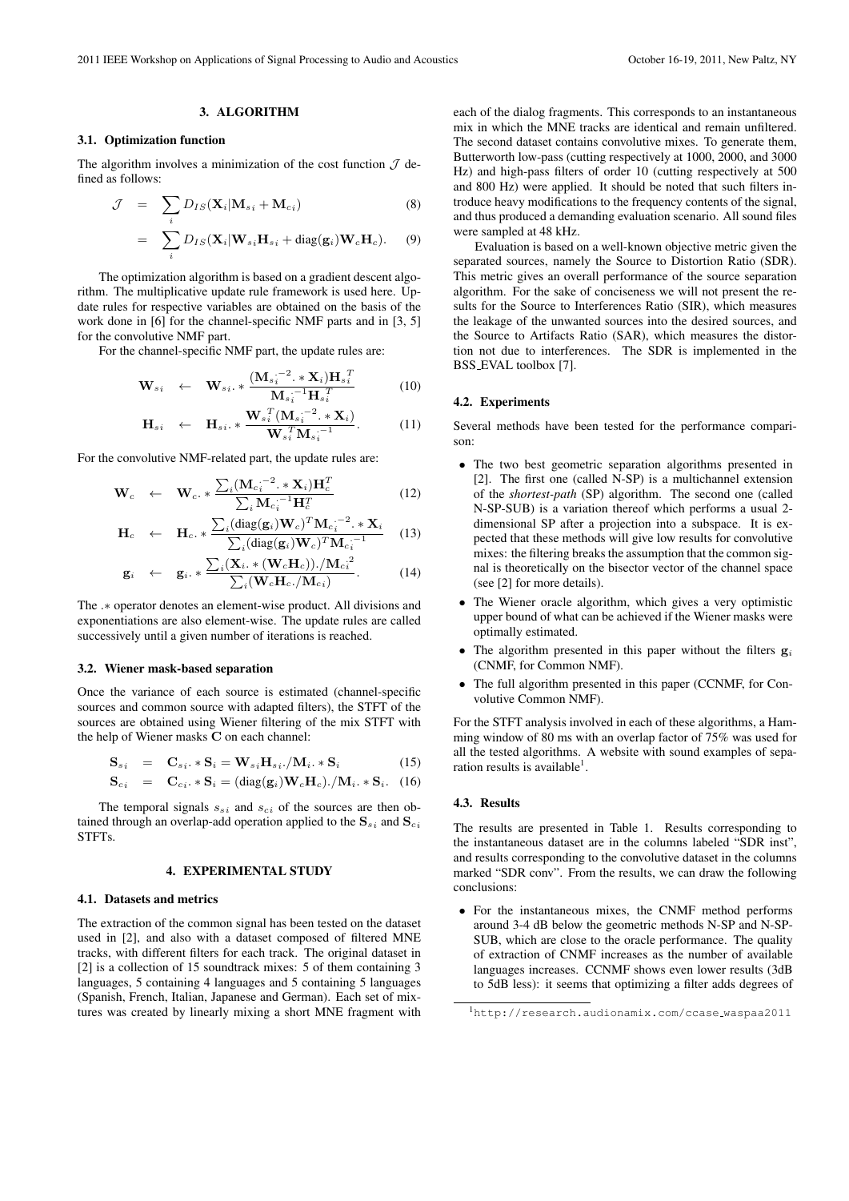## 3. ALGORITHM

### 3.1. Optimization function

The algorithm involves a minimization of the cost function $\mathcal{J}$ defined as follows:

$$\mathcal{J} = \sum_i D_{IS}(\mathbf{X}_i|\mathbf{M}_{si} + \mathbf{M}_{ci}) \quad (8)$$

$$= \sum_i D_{IS}(\mathbf{X}_i|\mathbf{W}_{si}\mathbf{H}_{si} + \mathrm{diag}(\mathbf{g}_i)\mathbf{W}_c\mathbf{H}_c). \quad (9)$$

The optimization algorithm is based on a gradient descent algorithm. The multiplicative update rule framework is used here. Update rules for respective variables are obtained on the basis of the work done in [6] for the channel-specific NMF parts and in [3, 5] for the convolutive NMF part.

For the channel-specific NMF part, the update rules are:

$$\mathbf{W}_{si} \leftarrow \mathbf{W}_{si}.* \frac{(\mathbf{M}_{si}^{.-2}.*\mathbf{X}_i)\mathbf{H}_{si}^T}{\mathbf{M}_{si}^{.-1}\mathbf{H}_{si}^T} \quad (10)$$

$$\mathbf{H}_{si} \leftarrow \mathbf{H}_{si}.* \frac{\mathbf{W}_{si}^T(\mathbf{M}_{si}^{.-2}.*\mathbf{X}_i)}{\mathbf{W}_{si}^T\mathbf{M}_{si}^{.-1}}. \quad (11)$$

For the convolutive NMF-related part, the update rules are:

$$\mathbf{W}_c \leftarrow \mathbf{W}_c.* \frac{\sum_i(\mathbf{M}_{ci}^{.-2}.*\mathbf{X}_i)\mathbf{H}_c^T}{\sum_i \mathbf{M}_{ci}^{.-1}\mathbf{H}_c^T} \quad (12)$$

$$\mathbf{H}_c \leftarrow \mathbf{H}_c.* \frac{\sum_i(\mathrm{diag}(\mathbf{g}_i)\mathbf{W}_c)^T\mathbf{M}_{ci}^{.-2}.*\mathbf{X}_i}{\sum_i(\mathrm{diag}(\mathbf{g}_i)\mathbf{W}_c)^T\mathbf{M}_{ci}^{.-1}} \quad (13)$$

$$\mathbf{g}_i \leftarrow \mathbf{g}_i.* \frac{\sum_i(\mathbf{X}_i.*(\mathbf{W}_c\mathbf{H}_c))./\mathbf{M}_{ci}^2}{\sum_i(\mathbf{W}_c\mathbf{H}_c./\mathbf{M}_{ci})}. \quad (14)$$

The $.*$ operator denotes an element-wise product. All divisions and exponentiations are also element-wise. The update rules are called successively until a given number of iterations is reached.

### 3.2. Wiener mask-based separation

Once the variance of each source is estimated (channel-specific sources and common source with adapted filters), the STFT of the sources are obtained using Wiener filtering of the mix STFT with the help of Wiener masks $\mathbf{C}$ on each channel:

$$\mathbf{S}_{si} = \mathbf{C}_{si}.*\mathbf{S}_i = \mathbf{W}_{si}\mathbf{H}_{si}./\mathbf{M}_i.*\mathbf{S}_i \quad (15)$$

$$\mathbf{S}_{ci} = \mathbf{C}_{ci}.*\mathbf{S}_i = (\mathrm{diag}(\mathbf{g}_i)\mathbf{W}_c\mathbf{H}_c)./\mathbf{M}_i.*\mathbf{S}_i. \quad (16)$$

The temporal signals $s_{si}$ and $s_{ci}$ of the sources are then obtained through an overlap-add operation applied to the $\mathbf{S}_{si}$ and $\mathbf{S}_{ci}$ STFTs.

## 4. EXPERIMENTAL STUDY

### 4.1. Datasets and metrics

The extraction of the common signal has been tested on the dataset used in [2], and also with a dataset composed of filtered MNE tracks, with different filters for each track. The original dataset in [2] is a collection of 15 soundtrack mixes: 5 of them containing 3 languages, 5 containing 4 languages and 5 containing 5 languages (Spanish, French, Italian, Japanese and German). Each set of mixtures was created by linearly mixing a short MNE fragment with each of the dialog fragments. This corresponds to an instantaneous mix in which the MNE tracks are identical and remain unfiltered. The second dataset contains convolutive mixes. To generate them, Butterworth low-pass (cutting respectively at 1000, 2000, and 3000 Hz) and high-pass filters of order 10 (cutting respectively at 500 and 800 Hz) were applied. It should be noted that such filters introduce heavy modifications to the frequency contents of the signal, and thus produced a demanding evaluation scenario. All sound files were sampled at 48 kHz.

Evaluation is based on a well-known objective metric given the separated sources, namely the Source to Distortion Ratio (SDR). This metric gives an overall performance of the source separation algorithm. For the sake of conciseness we will not present the results for the Source to Interferences Ratio (SIR), which measures the leakage of the unwanted sources into the desired sources, and the Source to Artifacts Ratio (SAR), which measures the distortion not due to interferences. The SDR is implemented in the BSS_EVAL toolbox [7].

### 4.2. Experiments

Several methods have been tested for the performance comparison:

- The two best geometric separation algorithms presented in [2]. The first one (called N-SP) is a multichannel extension of the *shortest-path* (SP) algorithm. The second one (called N-SP-SUB) is a variation thereof which performs a usual 2-dimensional SP after a projection into a subspace. It is expected that these methods will give low results for convolutive mixes: the filtering breaks the assumption that the common signal is theoretically on the bisector vector of the channel space (see [2] for more details).
- The Wiener oracle algorithm, which gives a very optimistic upper bound of what can be achieved if the Wiener masks were optimally estimated.
- The algorithm presented in this paper without the filters $\mathbf{g}_i$ (CNMF, for Common NMF).
- The full algorithm presented in this paper (CCNMF, for Convolutive Common NMF).

For the STFT analysis involved in each of these algorithms, a Hamming window of 80 ms with an overlap factor of 75% was used for all the tested algorithms. A website with sound examples of separation results is available[1].

### 4.3. Results

The results are presented in Table 1. Results corresponding to the instantaneous dataset are in the columns labeled "SDR inst", and results corresponding to the convolutive dataset in the columns marked "SDR conv". From the results, we can draw the following conclusions:

- For the instantaneous mixes, the CNMF method performs around 3-4 dB below the geometric methods N-SP and N-SP-SUB, which are close to the oracle performance. The quality of extraction of CNMF increases as the number of available languages increases. CCNMF shows even lower results (3dB to 5dB less): it seems that optimizing a filter adds degrees of

[1] http://research.audionamix.com/ccase_waspaa2011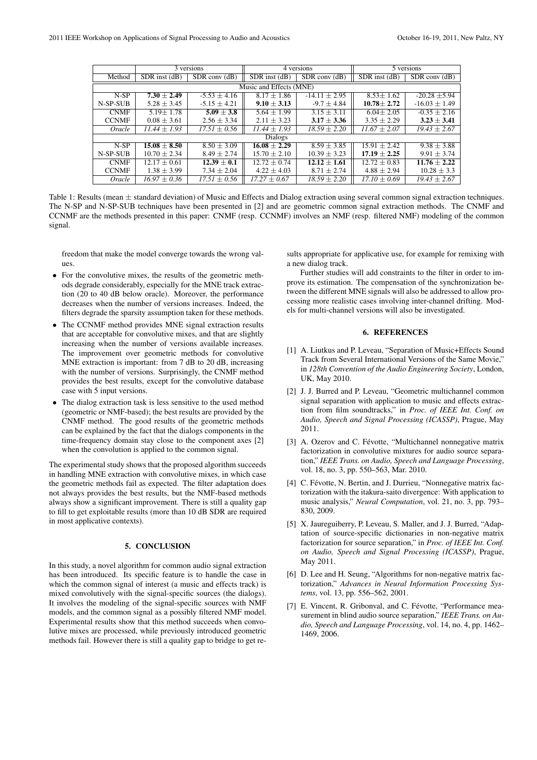| | 3 versions | | 4 versions | | 5 versions | |
|---|---|---|---|---|---|---|
| Method | SDR inst (dB) | SDR conv (dB) | SDR inst (dB) | SDR conv (dB) | SDR inst (dB) | SDR conv (dB) |
| Music and Effects (MNE) | | | | | | |
| N-SP | **7.30 ± 2.49** | -5.53 ± 4.16 | 8.17 ± 1.86 | -14.11 ± 2.95 | 8.53± 1.62 | -20.28 ±5.94 |
| N-SP-SUB | 5.28 ± 3.45 | -5.15 ± 4.21 | **9.10 ± 3.13** | -9.7 ± 4.84 | **10.78± 2.72** | -16.03 ± 1.49 |
| CNMF | 5.19± 1.78 | **5.09 ± 3.8** | 5.64 ± 1.99 | 3.15 ± 3.11 | 6.04± 2.05 | -0.35 ± 2.16 |
| CCNMF | 0.08 ± 3.61 | 2.56 ± 3.34 | 2.11 ± 3.23 | **3.17 ± 3.36** | 3.35 ± 2.29 | **3.23 ± 3.41** |
| *Oracle* | *11.44 ± 1.93* | *17.51 ± 0.56* | *11.44 ± 1.93* | *18.59 ± 2.20* | *11.67 ± 2.07* | *19.43 ± 2.67* |
| Dialogs | | | | | | |
| N-SP | **15.08 ± 8.50** | 8.50 ± 3.09 | **16.08 ± 2.29** | 8.59 ± 3.85 | 15.91 ± 2.42 | 9.38 ± 3.88 |
| N-SP-SUB | 10.70 ± 2.34 | 8.49 ± 2.74 | 15.70 ± 2.10 | 10.39 ± 3.23 | **17.19 ± 2.25** | 9.91 ± 3.74 |
| CNMF | 12.17 ± 0.61 | **12.39 ± 0.1** | 12.72 ± 0.74 | **12.12 ± 1.61** | 12.72 ± 0.83 | **11.76 ± 2.22** |
| CCNMF | 1.38 ± 3.99 | 7.34 ± 2.04 | 4.22 ± 4.03 | 8.71 ± 2.74 | 4.88 ± 2.94 | 10.28 ± 3.3 |
| *Oracle* | *16.97 ± 0.36* | *17.51 ± 0.56* | *17.27 ± 0.67* | *18.59 ± 2.20* | *17.10 ± 0.69* | *19.43 ± 2.67* |

Table 1: Results (mean ± standard deviation) of Music and Effects and Dialog extraction using several common signal extraction techniques. The N-SP and N-SP-SUB techniques have been presented in [2] and are geometric common signal extraction methods. The CNMF and CCNMF are the methods presented in this paper: CNMF (resp. CCNMF) involves an NMF (resp. filtered NMF) modeling of the common signal.

freedom that make the model converge towards the wrong values.

- For the convolutive mixes, the results of the geometric methods degrade considerably, especially for the MNE track extraction (20 to 40 dB below oracle). Moreover, the performance decreases when the number of versions increases. Indeed, the filters degrade the sparsity assumption taken for these methods.
- The CCNMF method provides MNE signal extraction results that are acceptable for convolutive mixes, and that are slightly increasing when the number of versions available increases. The improvement over geometric methods for convolutive MNE extraction is important: from 7 dB to 20 dB, increasing with the number of versions. Surprisingly, the CNMF method provides the best results, except for the convolutive database case with 5 input versions.
- The dialog extraction task is less sensitive to the used method (geometric or NMF-based); the best results are provided by the CNMF method. The good results of the geometric methods can be explained by the fact that the dialogs components in the time-frequency domain stay close to the component axes [2] when the convolution is applied to the common signal.

The experimental study shows that the proposed algorithm succeeds in handling MNE extraction with convolutive mixes, in which case the geometric methods fail as expected. The filter adaptation does not always provides the best results, but the NMF-based methods always show a significant improvement. There is still a quality gap to fill to get exploitable results (more than 10 dB SDR are required in most applicative contexts).

## 5. CONCLUSION

In this study, a novel algorithm for common audio signal extraction has been introduced. Its specific feature is to handle the case in which the common signal of interest (a music and effects track) is mixed convolutively with the signal-specific sources (the dialogs). It involves the modeling of the signal-specific sources with NMF models, and the common signal as a possibly filtered NMF model. Experimental results show that this method succeeds when convolutive mixes are processed, while previously introduced geometric methods fail. However there is still a quality gap to bridge to get results appropriate for applicative use, for example for remixing with a new dialog track.

Further studies will add constraints to the filter in order to improve its estimation. The compensation of the synchronization between the different MNE signals will also be addressed to allow processing more realistic cases involving inter-channel drifting. Models for multi-channel versions will also be investigated.

## 6. REFERENCES

[1] A. Liutkus and P. Leveau, "Separation of Music+Effects Sound Track from Several International Versions of the Same Movie," in *128th Convention of the Audio Engineering Society*, London, UK, May 2010.

[2] J. J. Burred and P. Leveau, "Geometric multichannel common signal separation with application to music and effects extraction from film soundtracks," in *Proc. of IEEE Int. Conf. on Audio, Speech and Signal Processing (ICASSP)*, Prague, May 2011.

[3] A. Ozerov and C. Févotte, "Multichannel nonnegative matrix factorization in convolutive mixtures for audio source separation," *IEEE Trans. on Audio, Speech and Language Processing*, vol. 18, no. 3, pp. 550–563, Mar. 2010.

[4] C. Févotte, N. Bertin, and J. Durrieu, "Nonnegative matrix factorization with the itakura-saito divergence: With application to music analysis," *Neural Computation*, vol. 21, no. 3, pp. 793–830, 2009.

[5] X. Jaureguiberry, P. Leveau, S. Maller, and J. J. Burred, "Adaptation of source-specific dictionaries in non-negative matrix factorization for source separation," in *Proc. of IEEE Int. Conf. on Audio, Speech and Signal Processing (ICASSP)*, Prague, May 2011.

[6] D. Lee and H. Seung, "Algorithms for non-negative matrix factorization," *Advances in Neural Information Processing Systems*, vol. 13, pp. 556–562, 2001.

[7] E. Vincent, R. Gribonval, and C. Févotte, "Performance measurement in blind audio source separation," *IEEE Trans. on Audio, Speech and Language Processing*, vol. 14, no. 4, pp. 1462–1469, 2006.